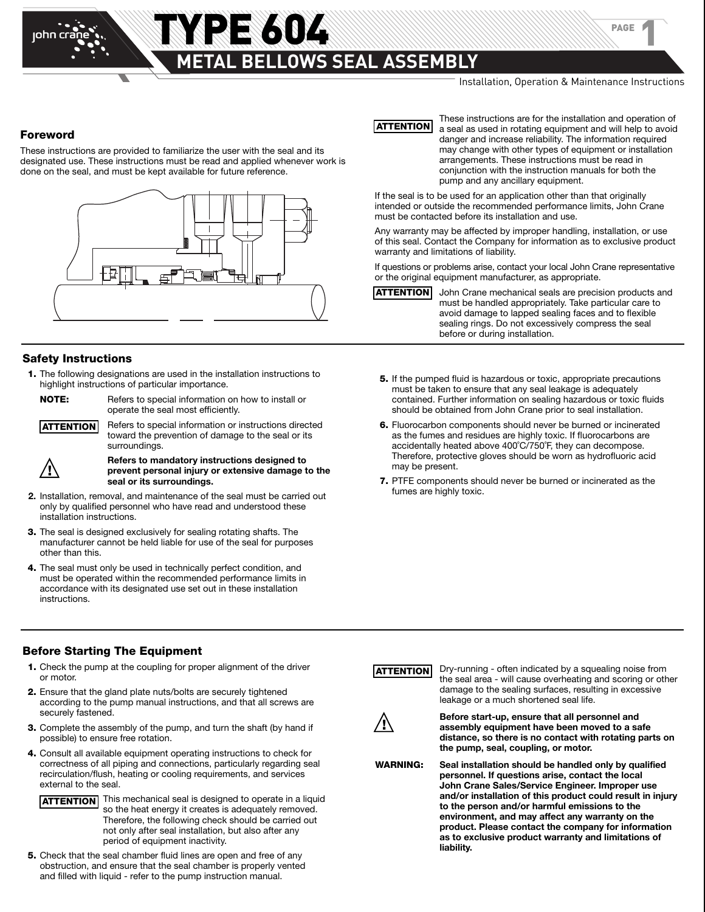# TYPE 604

## METAL BELLOWS SEAL ASSEMBLY

Installation, Operation & Maintenance Instructions

### Foreword

These instructions are provided to familiarize the user with the seal and its designated use. These instructions must be read and applied whenever work is done on the seal, and must be kept available for future reference.

**ATTENTION** These instructions are for the installation and operation of a seal as used in rotating equipment and will help to avoid danger and increase reliability. The information required may change with other types of equipment or installation arrangements. These instructions must be read in conjunction with the instruction manuals for both the pump and any ancillary equipment.

If the seal is to be used for an application other than that originally intended or outside the recommended performance limits, John Crane must be contacted before its installation and use.

Any warranty may be affected by improper handling, installation, or use of this seal. Contact the Company for information as to exclusive product warranty and limitations of liability.

If questions or problems arise, contact your local John Crane representative or the original equipment manufacturer, as appropriate.

**ATTENTION** John Crane mechanical seals are precision products and must be handled appropriately. Take particular care to avoid damage to lapped sealing faces and to flexible sealing rings. Do not excessively compress the seal before or during installation.

### Safety Instructions

1. The following designations are used in the installation instructions to highlight instructions of particular importance.

   **NOTE:** Refers to special information on how to install or operate the seal most efficiently.

   **ATTENTION** Refers to special information or instructions directed toward the prevention of damage to the seal or its surroundings.

   ⚠ **Refers to mandatory instructions designed to prevent personal injury or extensive damage to the seal or its surroundings.**

2. Installation, removal, and maintenance of the seal must be carried out only by qualified personnel who have read and understood these installation instructions.
3. The seal is designed exclusively for sealing rotating shafts. The manufacturer cannot be held liable for use of the seal for purposes other than this.
4. The seal must only be used in technically perfect condition, and must be operated within the recommended performance limits in accordance with its designated use set out in these installation instructions.
5. If the pumped fluid is hazardous or toxic, appropriate precautions must be taken to ensure that any seal leakage is adequately contained. Further information on sealing hazardous or toxic fluids should be obtained from John Crane prior to seal installation.
6. Fluorocarbon components should never be burned or incinerated as the fumes and residues are highly toxic. If fluorocarbons are accidentally heated above 400°C/750°F, they can decompose. Therefore, protective gloves should be worn as hydrofluoric acid may be present.
7. PTFE components should never be burned or incinerated as the fumes are highly toxic.

### Before Starting The Equipment

1. Check the pump at the coupling for proper alignment of the driver or motor.
2. Ensure that the gland plate nuts/bolts are securely tightened according to the pump manual instructions, and that all screws are securely fastened.
3. Complete the assembly of the pump, and turn the shaft (by hand if possible) to ensure free rotation.
4. Consult all available equipment operating instructions to check for correctness of all piping and connections, particularly regarding seal recirculation/flush, heating or cooling requirements, and services external to the seal.

   **ATTENTION** This mechanical seal is designed to operate in a liquid so the heat energy it creates is adequately removed. Therefore, the following check should be carried out not only after seal installation, but also after any period of equipment inactivity.

5. Check that the seal chamber fluid lines are open and free of any obstruction, and ensure that the seal chamber is properly vented and filled with liquid - refer to the pump instruction manual.

**ATTENTION** Dry-running - often indicated by a squealing noise from the seal area - will cause overheating and scoring or other damage to the sealing surfaces, resulting in excessive leakage or a much shortened seal life.

⚠ **Before start-up, ensure that all personnel and assembly equipment have been moved to a safe distance, so there is no contact with rotating parts on the pump, seal, coupling, or motor.**

**WARNING: Seal installation should be handled only by qualified personnel. If questions arise, contact the local John Crane Sales/Service Engineer. Improper use and/or installation of this product could result in injury to the person and/or harmful emissions to the environment, and may affect any warranty on the product. Please contact the company for information as to exclusive product warranty and limitations of liability.**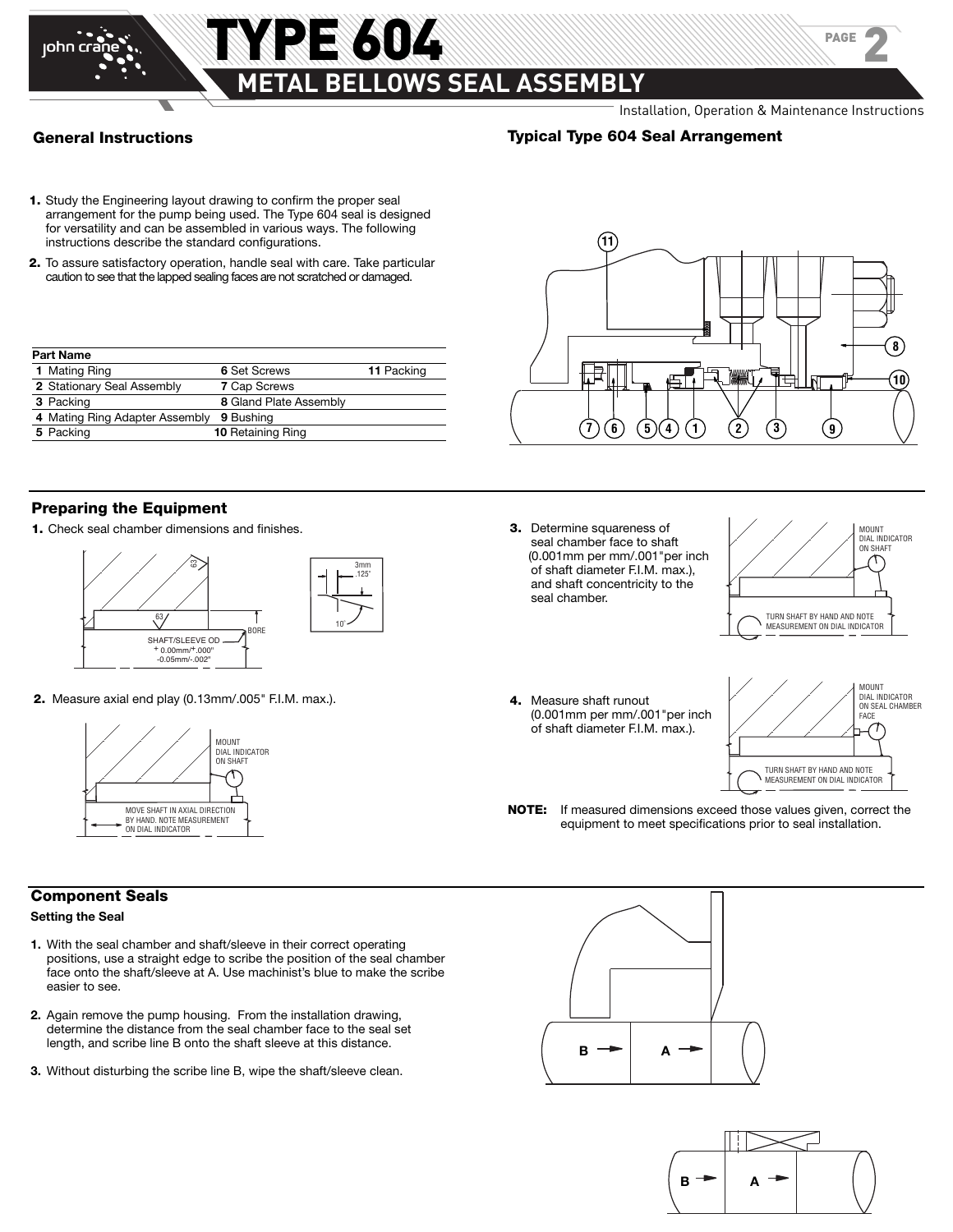# TYPE 604

## METAL BELLOWS SEAL ASSEMBLY

Installation, Operation & Maintenance Instructions

### General Instructions

1. Study the Engineering layout drawing to confirm the proper seal arrangement for the pump being used. The Type 604 seal is designed for versatility and can be assembled in various ways. The following instructions describe the standard configurations.
2. To assure satisfactory operation, handle seal with care. Take particular caution to see that the lapped sealing faces are not scratched or damaged.

| Part Name | | |
|---|---|---|
| 1 Mating Ring | 6 Set Screws | 11 Packing |
| 2 Stationary Seal Assembly | 7 Cap Screws | |
| 3 Packing | 8 Gland Plate Assembly | |
| 4 Mating Ring Adapter Assembly | 9 Bushing | |
| 5 Packing | 10 Retaining Ring | |

### Typical Type 604 Seal Arrangement

### Preparing the Equipment

1. Check seal chamber dimensions and finishes.

63 — 63 — SHAFT/SLEEVE OD + 0.00mm/+.000" -0.05mm/-.002" — BORE — 3mm .125" — 10°

2. Measure axial end play (0.13mm/.005" F.I.M. max.).

MOUNT DIAL INDICATOR ON SHAFT — MOVE SHAFT IN AXIAL DIRECTION BY HAND. NOTE MEASUREMENT ON DIAL INDICATOR

3. Determine squareness of seal chamber face to shaft (0.001mm per mm/.001"per inch of shaft diameter F.I.M. max.), and shaft concentricity to the seal chamber.

MOUNT DIAL INDICATOR ON SHAFT — TURN SHAFT BY HAND AND NOTE MEASUREMENT ON DIAL INDICATOR

4. Measure shaft runout (0.001mm per mm/.001"per inch of shaft diameter F.I.M. max.).

MOUNT DIAL INDICATOR ON SEAL CHAMBER FACE — TURN SHAFT BY HAND AND NOTE MEASUREMENT ON DIAL INDICATOR

**NOTE:** If measured dimensions exceed those values given, correct the equipment to meet specifications prior to seal installation.

### Component Seals

**Setting the Seal**

1. With the seal chamber and shaft/sleeve in their correct operating positions, use a straight edge to scribe the position of the seal chamber face onto the shaft/sleeve at A. Use machinist's blue to make the scribe easier to see.
2. Again remove the pump housing. From the installation drawing, determine the distance from the seal chamber face to the seal set length, and scribe line B onto the shaft sleeve at this distance.
3. Without disturbing the scribe line B, wipe the shaft/sleeve clean.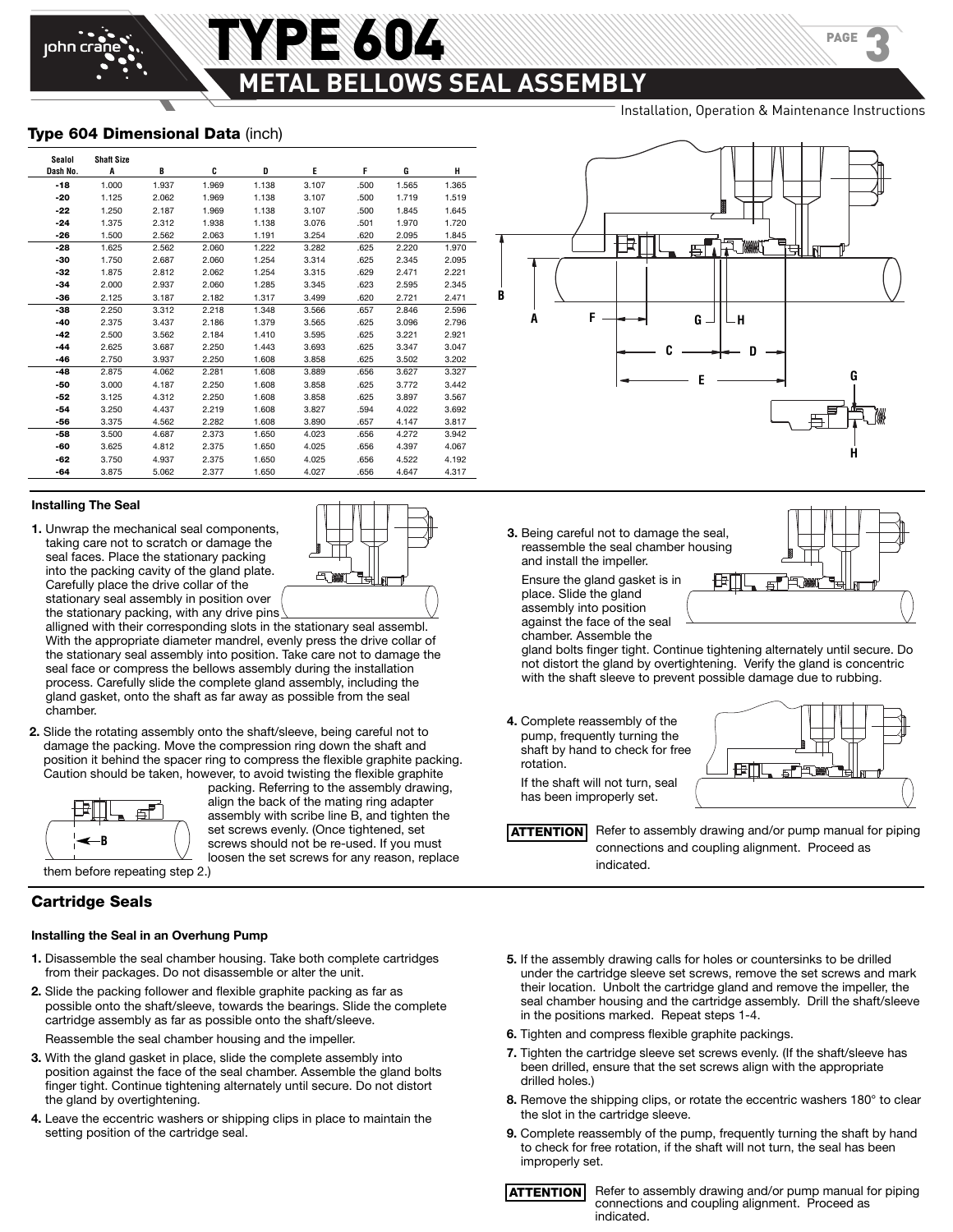## Type 604 Dimensional Data (inch)

| Sealol Dash No. | Shaft Size A | B | C | D | E | F | G | H |
|---|---|---|---|---|---|---|---|---|
| -18 | 1.000 | 1.937 | 1.969 | 1.138 | 3.107 | .500 | 1.565 | 1.365 |
| -20 | 1.125 | 2.062 | 1.969 | 1.138 | 3.107 | .500 | 1.719 | 1.519 |
| -22 | 1.250 | 2.187 | 1.969 | 1.138 | 3.107 | .500 | 1.845 | 1.645 |
| -24 | 1.375 | 2.312 | 1.938 | 1.138 | 3.076 | .501 | 1.970 | 1.720 |
| -26 | 1.500 | 2.562 | 2.063 | 1.191 | 3.254 | .620 | 2.095 | 1.845 |
| -28 | 1.625 | 2.562 | 2.060 | 1.222 | 3.282 | .625 | 2.220 | 1.970 |
| -30 | 1.750 | 2.687 | 2.060 | 1.254 | 3.314 | .625 | 2.345 | 2.095 |
| -32 | 1.875 | 2.812 | 2.062 | 1.254 | 3.315 | .629 | 2.471 | 2.221 |
| -34 | 2.000 | 2.937 | 2.060 | 1.285 | 3.345 | .623 | 2.595 | 2.345 |
| -36 | 2.125 | 3.187 | 2.182 | 1.317 | 3.499 | .620 | 2.721 | 2.471 |
| -38 | 2.250 | 3.312 | 2.218 | 1.348 | 3.566 | .657 | 2.846 | 2.596 |
| -40 | 2.375 | 3.437 | 2.186 | 1.379 | 3.565 | .625 | 3.096 | 2.796 |
| -42 | 2.500 | 3.562 | 2.184 | 1.410 | 3.595 | .625 | 3.221 | 2.921 |
| -44 | 2.625 | 3.687 | 2.250 | 1.443 | 3.693 | .625 | 3.347 | 3.047 |
| -46 | 2.750 | 3.937 | 2.250 | 1.608 | 3.858 | .625 | 3.502 | 3.202 |
| -48 | 2.875 | 4.062 | 2.281 | 1.608 | 3.889 | .656 | 3.627 | 3.327 |
| -50 | 3.000 | 4.187 | 2.250 | 1.608 | 3.858 | .625 | 3.772 | 3.442 |
| -52 | 3.125 | 4.312 | 2.250 | 1.608 | 3.858 | .625 | 3.897 | 3.567 |
| -54 | 3.250 | 4.437 | 2.219 | 1.608 | 3.827 | .594 | 4.022 | 3.692 |
| -56 | 3.375 | 4.562 | 2.282 | 1.608 | 3.890 | .657 | 4.147 | 3.817 |
| -58 | 3.500 | 4.687 | 2.373 | 1.650 | 4.023 | .656 | 4.272 | 3.942 |
| -60 | 3.625 | 4.812 | 2.375 | 1.650 | 4.025 | .656 | 4.397 | 4.067 |
| -62 | 3.750 | 4.937 | 2.375 | 1.650 | 4.025 | .656 | 4.522 | 4.192 |
| -64 | 3.875 | 5.062 | 2.377 | 1.650 | 4.027 | .656 | 4.647 | 4.317 |

### Installing The Seal

1. Unwrap the mechanical seal components, taking care not to scratch or damage the seal faces. Place the stationary packing into the packing cavity of the gland plate. Carefully place the drive collar of the stationary seal assembly in position over the stationary packing, with any drive pins alligned with their corresponding slots in the stationary seal assembl. With the appropriate diameter mandrel, evenly press the drive collar of the stationary seal assembly into position. Take care not to damage the seal face or compress the bellows assembly during the installation process. Carefully slide the complete gland assembly, including the gland gasket, onto the shaft as far away as possible from the seal chamber.
2. Slide the rotating assembly onto the shaft/sleeve, being careful not to damage the packing. Move the compression ring down the shaft and position it behind the spacer ring to compress the flexible graphite packing. Caution should be taken, however, to avoid twisting the flexible graphite packing. Referring to the assembly drawing, align the back of the mating ring adapter assembly with scribe line B, and tighten the set screws evenly. (Once tightened, set screws should not be re-used. If you must loosen the set screws for any reason, replace them before repeating step 2.)
3. Being careful not to damage the seal, reassemble the seal chamber housing and install the impeller.

   Ensure the gland gasket is in place. Slide the gland assembly into position against the face of the seal chamber. Assemble the gland bolts finger tight. Continue tightening alternately until secure. Do not distort the gland by overtightening. Verify the gland is concentric with the shaft sleeve to prevent possible damage due to rubbing.
4. Complete reassembly of the pump, frequently turning the shaft by hand to check for free rotation.

   If the shaft will not turn, seal has been improperly set.

**ATTENTION** Refer to assembly drawing and/or pump manual for piping connections and coupling alignment. Proceed as indicated.

## Cartridge Seals

### Installing the Seal in an Overhung Pump

1. Disassemble the seal chamber housing. Take both complete cartridges from their packages. Do not disassemble or alter the unit.
2. Slide the packing follower and flexible graphite packing as far as possible onto the shaft/sleeve, towards the bearings. Slide the complete cartridge assembly as far as possible onto the shaft/sleeve.

   Reassemble the seal chamber housing and the impeller.
3. With the gland gasket in place, slide the complete assembly into position against the face of the seal chamber. Assemble the gland bolts finger tight. Continue tightening alternately until secure. Do not distort the gland by overtightening.
4. Leave the eccentric washers or shipping clips in place to maintain the setting position of the cartridge seal.
5. If the assembly drawing calls for holes or countersinks to be drilled under the cartridge sleeve set screws, remove the set screws and mark their location. Unbolt the cartridge gland and remove the impeller, the seal chamber housing and the cartridge assembly. Drill the shaft/sleeve in the positions marked. Repeat steps 1-4.
6. Tighten and compress flexible graphite packings.
7. Tighten the cartridge sleeve set screws evenly. (If the shaft/sleeve has been drilled, ensure that the set screws align with the appropriate drilled holes.)
8. Remove the shipping clips, or rotate the eccentric washers 180° to clear the slot in the cartridge sleeve.
9. Complete reassembly of the pump, frequently turning the shaft by hand to check for free rotation, if the shaft will not turn, the seal has been improperly set.

**ATTENTION** Refer to assembly drawing and/or pump manual for piping connections and coupling alignment. Proceed as indicated.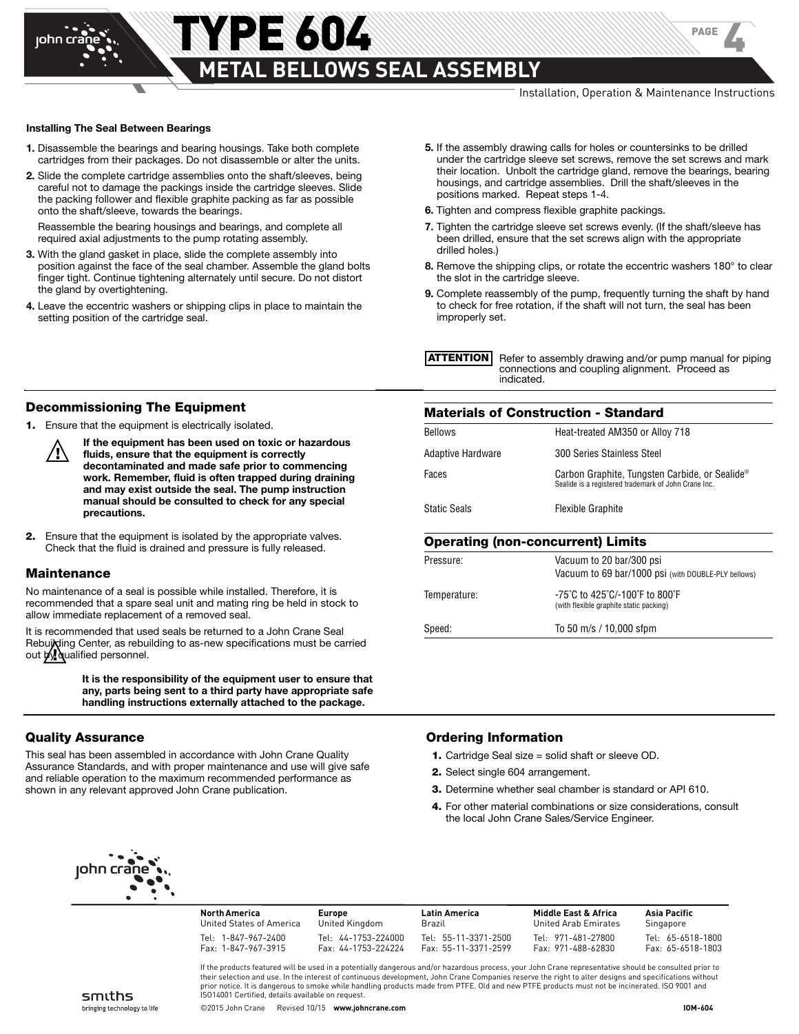#### Installing The Seal Between Bearings

1. Disassemble the bearings and bearing housings. Take both complete cartridges from their packages. Do not disassemble or alter the units.
2. Slide the complete cartridge assemblies onto the shaft/sleeves, being careful not to damage the packings inside the cartridge sleeves. Slide the packing follower and flexible graphite packing as far as possible onto the shaft/sleeve, towards the bearings.

   Reassemble the bearing housings and bearings, and complete all required axial adjustments to the pump rotating assembly.
3. With the gland gasket in place, slide the complete assembly into position against the face of the seal chamber. Assemble the gland bolts finger tight. Continue tightening alternately until secure. Do not distort the gland by overtightening.
4. Leave the eccentric washers or shipping clips in place to maintain the setting position of the cartridge seal.
5. If the assembly drawing calls for holes or countersinks to be drilled under the cartridge sleeve set screws, remove the set screws and mark their location. Unbolt the cartridge gland, remove the bearings, bearing housings, and cartridge assemblies. Drill the shaft/sleeves in the positions marked. Repeat steps 1-4.
6. Tighten and compress flexible graphite packings.
7. Tighten the cartridge sleeve set screws evenly. (If the shaft/sleeve has been drilled, ensure that the set screws align with the appropriate drilled holes.)
8. Remove the shipping clips, or rotate the eccentric washers 180° to clear the slot in the cartridge sleeve.
9. Complete reassembly of the pump, frequently turning the shaft by hand to check for free rotation, if the shaft will not turn, the seal has been improperly set.

**ATTENTION** Refer to assembly drawing and/or pump manual for piping connections and coupling alignment. Proceed as indicated.

### Decommissioning The Equipment

1. Ensure that the equipment is electrically isolated.

   **If the equipment has been used on toxic or hazardous fluids, ensure that the equipment is correctly decontaminated and made safe prior to commencing work. Remember, fluid is often trapped during draining and may exist outside the seal. The pump instruction manual should be consulted to check for any special precautions.**
2. Ensure that the equipment is isolated by the appropriate valves. Check that the fluid is drained and pressure is fully released.

### Maintenance

No maintenance of a seal is possible while installed. Therefore, it is recommended that a spare seal unit and mating ring be held in stock to allow immediate replacement of a removed seal.

It is recommended that used seals be returned to a John Crane Seal Rebuilding Center, as rebuilding to as-new specifications must be carried out by qualified personnel.

**It is the responsibility of the equipment user to ensure that any, parts being sent to a third party have appropriate safe handling instructions externally attached to the package.**

### Materials of Construction - Standard

| | |
|---|---|
| Bellows | Heat-treated AM350 or Alloy 718 |
| Adaptive Hardware | 300 Series Stainless Steel |
| Faces | Carbon Graphite, Tungsten Carbide, or Sealide® (Sealide is a registered trademark of John Crane Inc.) |
| Static Seals | Flexible Graphite |

### Operating (non-concurrent) Limits

| | |
|---|---|
| Pressure: | Vacuum to 20 bar/300 psi<br>Vacuum to 69 bar/1000 psi (with DOUBLE-PLY bellows) |
| Temperature: | -75˚C to 425˚C/-100˚F to 800˚F (with flexible graphite static packing) |
| Speed: | To 50 m/s / 10,000 sfpm |

### Quality Assurance

This seal has been assembled in accordance with John Crane Quality Assurance Standards, and with proper maintenance and use will give safe and reliable operation to the maximum recommended performance as shown in any relevant approved John Crane publication.

### Ordering Information

1. Cartridge Seal size = solid shaft or sleeve OD.
2. Select single 604 arrangement.
3. Determine whether seal chamber is standard or API 610.
4. For other material combinations or size considerations, consult the local John Crane Sales/Service Engineer.

| North America | Europe | Latin America | Middle East & Africa | Asia Pacific |
|---|---|---|---|---|
| United States of America | United Kingdom | Brazil | United Arab Emirates | Singapore |
| Tel: 1-847-967-2400 | Tel: 44-1753-224000 | Tel: 55-11-3371-2500 | Tel: 971-481-27800 | Tel: 65-6518-1800 |
| Fax: 1-847-967-3915 | Fax: 44-1753-224224 | Fax: 55-11-3371-2599 | Fax: 971-488-62830 | Fax: 65-6518-1803 |

If the products featured will be used in a potentially dangerous and/or hazardous process, your John Crane representative should be consulted prior to their selection and use. In the interest of continuous development, John Crane Companies reserve the right to alter designs and specifications without prior notice. It is dangerous to smoke while handling products made from PTFE. Old and new PTFE products must not be incinerated. ISO 9001 and ISO14001 Certified, details available on request.

©2015 John Crane Revised 10/15 www.johncrane.com IOM-604